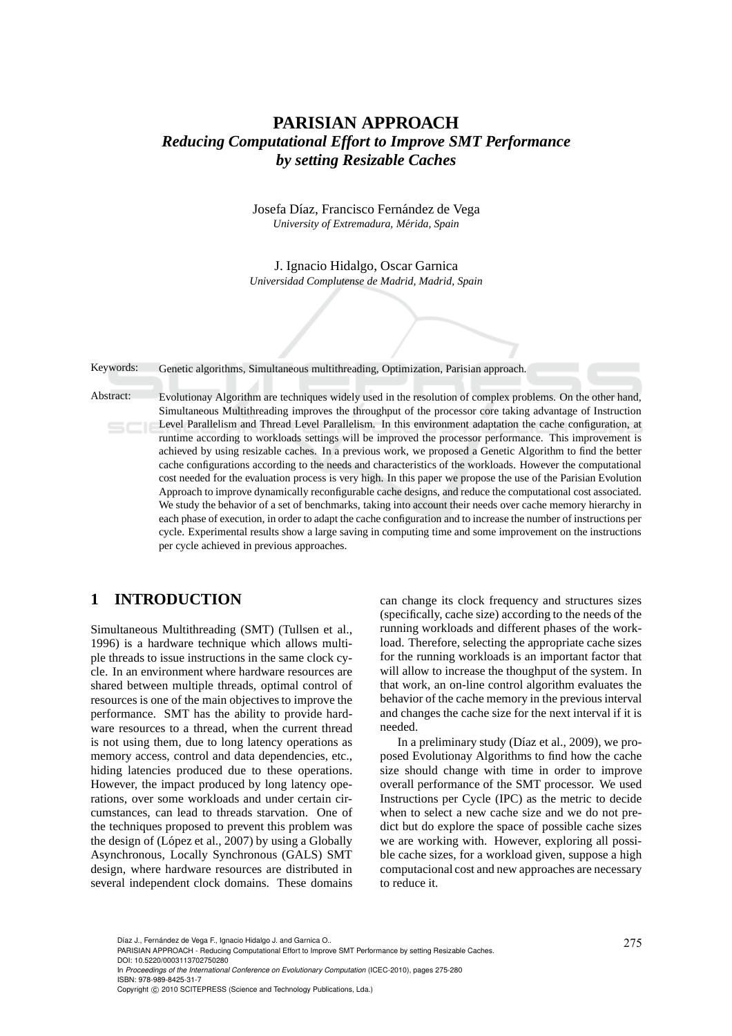# PARISIAN APPROACH

## *Reducing Computational Effort to Improve SMT Performance by setting Resizable Caches*

Josefa Díaz, Francisco Fernández de Vega
*University of Extremadura, Mérida, Spain*

J. Ignacio Hidalgo, Oscar Garnica
*Universidad Complutense de Madrid, Madrid, Spain*

Keywords: Genetic algorithms, Simultaneous multithreading, Optimization, Parisian approach.

Abstract: Evolutionay Algorithm are techniques widely used in the resolution of complex problems. On the other hand, Simultaneous Multithreading improves the throughput of the processor core taking advantage of Instruction Level Parallelism and Thread Level Parallelism. In this environment adaptation the cache configuration, at runtime according to workloads settings will be improved the processor performance. This improvement is achieved by using resizable caches. In a previous work, we proposed a Genetic Algorithm to find the better cache configurations according to the needs and characteristics of the workloads. However the computational cost needed for the evaluation process is very high. In this paper we propose the use of the Parisian Evolution Approach to improve dynamically reconfigurable cache designs, and reduce the computational cost associated. We study the behavior of a set of benchmarks, taking into account their needs over cache memory hierarchy in each phase of execution, in order to adapt the cache configuration and to increase the number of instructions per cycle. Experimental results show a large saving in computing time and some improvement on the instructions per cycle achieved in previous approaches.

## 1 INTRODUCTION

Simultaneous Multithreading (SMT) (Tullsen et al., 1996) is a hardware technique which allows multiple threads to issue instructions in the same clock cycle. In an environment where hardware resources are shared between multiple threads, optimal control of resources is one of the main objectives to improve the performance. SMT has the ability to provide hardware resources to a thread, when the current thread is not using them, due to long latency operations as memory access, control and data dependencies, etc., hiding latencies produced due to these operations. However, the impact produced by long latency operations, over some workloads and under certain circumstances, can lead to threads starvation. One of the techniques proposed to prevent this problem was the design of (López et al., 2007) by using a Globally Asynchronous, Locally Synchronous (GALS) SMT design, where hardware resources are distributed in several independent clock domains. These domains can change its clock frequency and structures sizes (specifically, cache size) according to the needs of the running workloads and different phases of the workload. Therefore, selecting the appropriate cache sizes for the running workloads is an important factor that will allow to increase the thoughput of the system. In that work, an on-line control algorithm evaluates the behavior of the cache memory in the previous interval and changes the cache size for the next interval if it is needed.

In a preliminary study (Díaz et al., 2009), we proposed Evolutionay Algorithms to find how the cache size should change with time in order to improve overall performance of the SMT processor. We used Instructions per Cycle (IPC) as the metric to decide when to select a new cache size and we do not predict but do explore the space of possible cache sizes we are working with. However, exploring all possible cache sizes, for a workload given, suppose a high computacional cost and new approaches are necessary to reduce it.

Díaz J., Fernández de Vega F., Ignacio Hidalgo J. and Garnica O..
PARISIAN APPROACH - Reducing Computational Effort to Improve SMT Performance by setting Resizable Caches.
DOI: 10.5220/0003113702750280
In *Proceedings of the International Conference on Evolutionary Computation* (ICEC-2010), pages 275-280
ISBN: 978-989-8425-31-7
Copyright © 2010 SCITEPRESS (Science and Technology Publications, Lda.)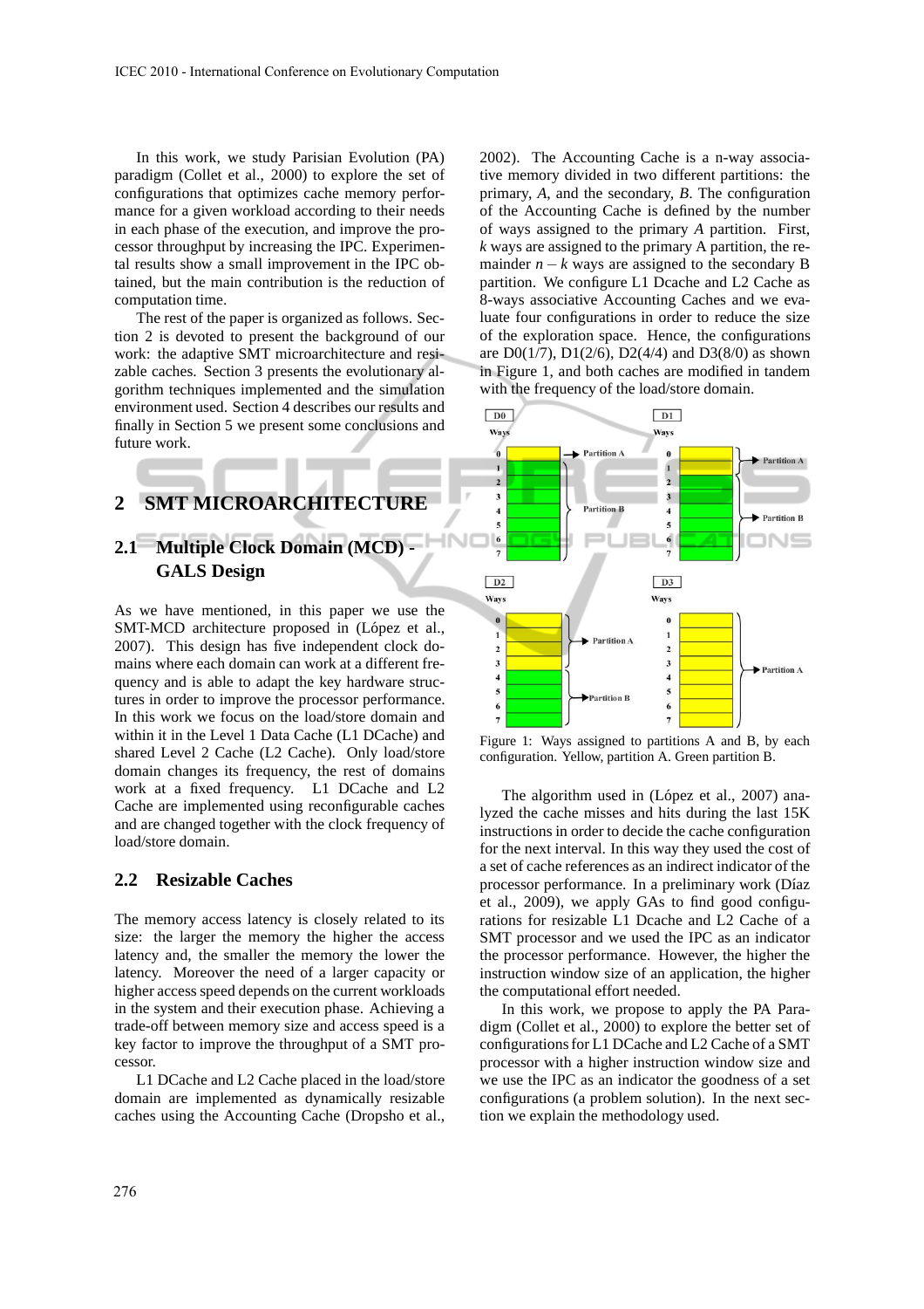In this work, we study Parisian Evolution (PA) paradigm (Collet et al., 2000) to explore the set of configurations that optimizes cache memory performance for a given workload according to their needs in each phase of the execution, and improve the processor throughput by increasing the IPC. Experimental results show a small improvement in the IPC obtained, but the main contribution is the reduction of computation time.

The rest of the paper is organized as follows. Section 2 is devoted to present the background of our work: the adaptive SMT microarchitecture and resizable caches. Section 3 presents the evolutionary algorithm techniques implemented and the simulation environment used. Section 4 describes our results and finally in Section 5 we present some conclusions and future work.

## 2 SMT MICROARCHITECTURE

### 2.1 Multiple Clock Domain (MCD) - GALS Design

As we have mentioned, in this paper we use the SMT-MCD architecture proposed in (López et al., 2007). This design has five independent clock domains where each domain can work at a different frequency and is able to adapt the key hardware structures in order to improve the processor performance. In this work we focus on the load/store domain and within it in the Level 1 Data Cache (L1 DCache) and shared Level 2 Cache (L2 Cache). Only load/store domain changes its frequency, the rest of domains work at a fixed frequency. L1 DCache and L2 Cache are implemented using reconfigurable caches and are changed together with the clock frequency of load/store domain.

### 2.2 Resizable Caches

The memory access latency is closely related to its size: the larger the memory the higher the access latency and, the smaller the memory the lower the latency. Moreover the need of a larger capacity or higher access speed depends on the current workloads in the system and their execution phase. Achieving a trade-off between memory size and access speed is a key factor to improve the throughput of a SMT processor.

L1 DCache and L2 Cache placed in the load/store domain are implemented as dynamically resizable caches using the Accounting Cache (Dropsho et al., 2002). The Accounting Cache is a n-way associative memory divided in two different partitions: the primary, *A*, and the secondary, *B*. The configuration of the Accounting Cache is defined by the number of ways assigned to the primary *A* partition. First, *k* ways are assigned to the primary A partition, the remainder $n - k$ ways are assigned to the secondary B partition. We configure L1 Dcache and L2 Cache as 8-ways associative Accounting Caches and we evaluate four configurations in order to reduce the size of the exploration space. Hence, the configurations are D0(1/7), D1(2/6), D2(4/4) and D3(8/0) as shown in Figure 1, and both caches are modified in tandem with the frequency of the load/store domain.

Figure 1: Ways assigned to partitions A and B, by each configuration. Yellow, partition A. Green partition B.

The algorithm used in (López et al., 2007) analyzed the cache misses and hits during the last 15K instructions in order to decide the cache configuration for the next interval. In this way they used the cost of a set of cache references as an indirect indicator of the processor performance. In a preliminary work (Díaz et al., 2009), we apply GAs to find good configurations for resizable L1 Dcache and L2 Cache of a SMT processor and we used the IPC as an indicator the processor performance. However, the higher the instruction window size of an application, the higher the computational effort needed.

In this work, we propose to apply the PA Paradigm (Collet et al., 2000) to explore the better set of configurations for L1 DCache and L2 Cache of a SMT processor with a higher instruction window size and we use the IPC as an indicator of the goodness of a set configurations (a problem solution). In the next section we explain the methodology used.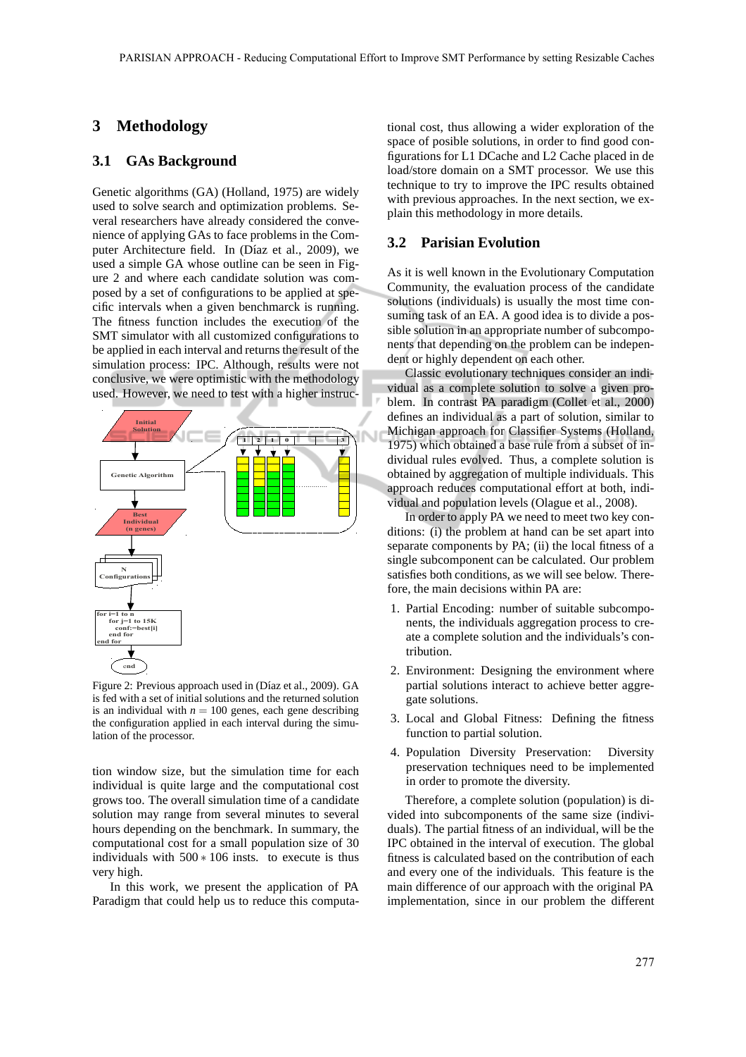## 3 Methodology

### 3.1 GAs Background

Genetic algorithms (GA) (Holland, 1975) are widely used to solve search and optimization problems. Several researchers have already considered the convenience of applying GAs to face problems in the Computer Architecture field. In (Díaz et al., 2009), we used a simple GA whose outline can be seen in Figure 2 and where each candidate solution was composed by a set of configurations to be applied at specific intervals when a given benchmarck is running. The fitness function includes the execution of the SMT simulator with all customized configurations to be applied in each interval and returns the result of the simulation process: IPC. Although, results were not conclusive, we were optimistic with the methodology used. However, we need to test with a higher instruction window size, but the simulation time for each individual is quite large and the computational cost grows too. The overall simulation time of a candidate solution may range from several minutes to several hours depending on the benchmark. In summary, the computational cost for a small population size of 30 individuals with $500 * 106$ insts. to execute is thus very high.

Figure 2: Previous approach used in (Díaz et al., 2009). GA is fed with a set of initial solutions and the returned solution is an individual with $n = 100$ genes, each gene describing the configuration applied in each interval during the simulation of the processor.

In this work, we present the application of PA Paradigm that could help us to reduce this computational cost, thus allowing a wider exploration of the space of posible solutions, in order to find good configurations for L1 DCache and L2 Cache placed in de load/store domain on a SMT processor. We use this technique to try to improve the IPC results obtained with previous approaches. In the next section, we explain this methodology in more details.

### 3.2 Parisian Evolution

As it is well known in the Evolutionary Computation Community, the evaluation process of the candidate solutions (individuals) is usually the most time consuming task of an EA. A good idea is to divide a possible solution in an appropriate number of subcomponents that depending on the problem can be independent or highly dependent on each other.

Classic evolutionary techniques consider an individual as a complete solution to solve a given problem. In contrast PA paradigm (Collet et al., 2000) defines an individual as a part of solution, similar to Michigan approach for Classifier Systems (Holland, 1975) which obtained a base rule from a subset of individual rules evolved. Thus, a complete solution is obtained by aggregation of multiple individuals. This approach reduces computational effort at both, individual and population levels (Olague et al., 2008).

In order to apply PA we need to meet two key conditions: (i) the problem at hand can be set apart into separate components by PA; (ii) the local fitness of a single subcomponent can be calculated. Our problem satisfies both conditions, as we will see below. Therefore, the main decisions within PA are:

1. Partial Encoding: number of suitable subcomponents, the individuals aggregation process to create a complete solution and the individuals's contribution.
2. Environment: Designing the environment where partial solutions interact to achieve better aggregate solutions.
3. Local and Global Fitness: Defining the fitness function to partial solution.
4. Population Diversity Preservation: Diversity preservation techniques need to be implemented in order to promote the diversity.

Therefore, a complete solution (population) is divided into subcomponents of the same size (individuals). The partial fitness of an individual, will be the IPC obtained in the interval of execution. The global fitness is calculated based on the contribution of each and every one of the individuals. This feature is the main difference of our approach with the original PA implementation, since in our problem the different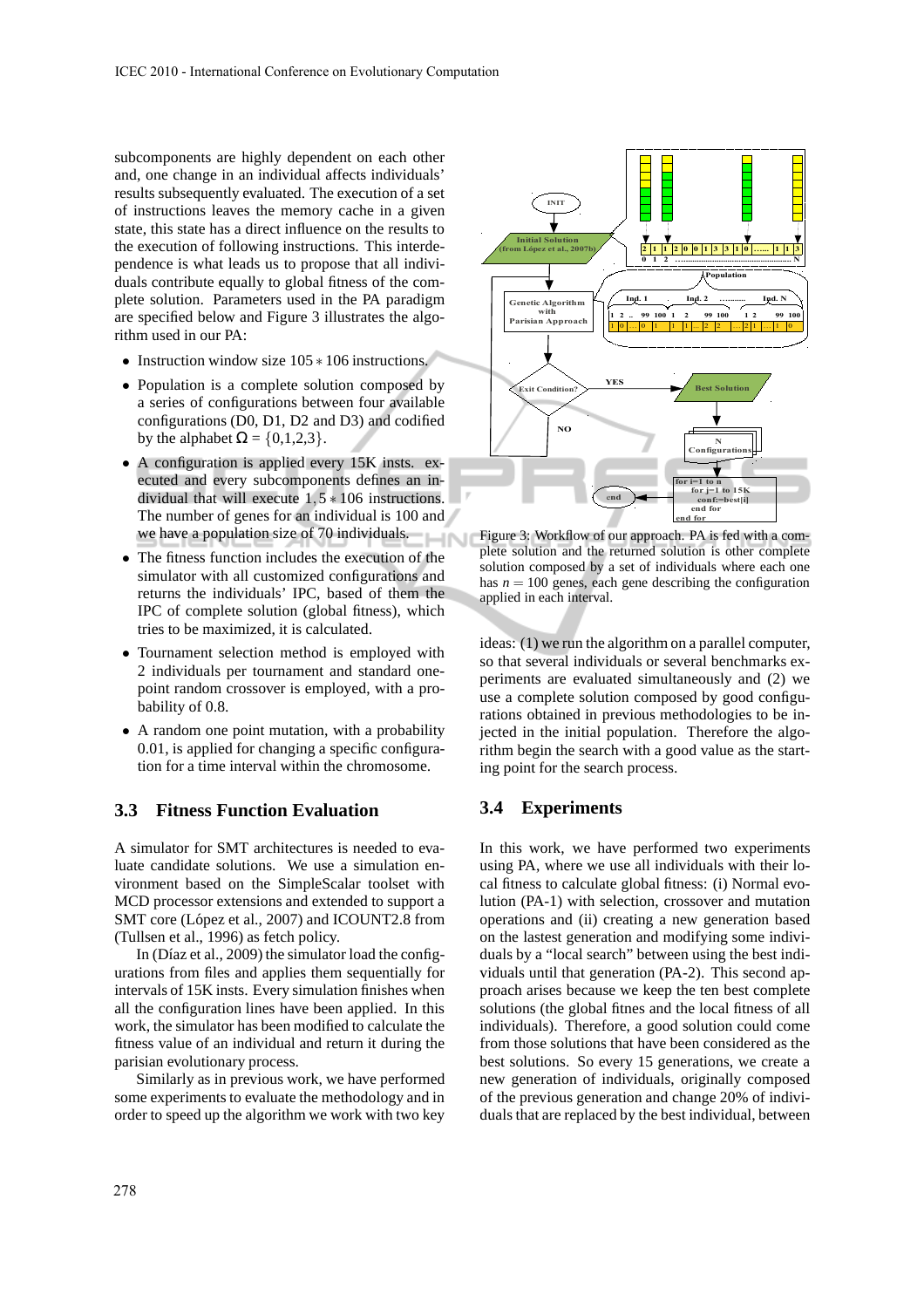subcomponents are highly dependent on each other and, one change in an individual affects individuals' results subsequently evaluated. The execution of a set of instructions leaves the memory cache in a given state, this state has a direct influence on the results to the execution of following instructions. This interdependence is what leads us to propose that all individuals contribute equally to global fitness of the complete solution. Parameters used in the PA paradigm are specified below and Figure 3 illustrates the algorithm used in our PA:

- Instruction window size $105 * 106$ instructions.
- Population is a complete solution composed by a series of configurations between four available configurations (D0, D1, D2 and D3) and codified by the alphabet $\Omega = \{0,1,2,3\}$.
- A configuration is applied every 15K insts. executed and every subcomponents defines an individual that will execute $1,5 * 106$ instructions. The number of genes for an individual is 100 and we have a population size of 70 individuals.
- The fitness function includes the execution of the simulator with all customized configurations and returns the individuals' IPC, based of them the IPC of complete solution (global fitness), which tries to be maximized, it is calculated.
- Tournament selection method is employed with 2 individuals per tournament and standard one-point random crossover is employed, with a probability of 0.8.
- A random one point mutation, with a probability 0.01, is applied for changing a specific configuration for a time interval within the chromosome.

Figure 3: Workflow of our approach. PA is fed with a complete solution and the returned solution is other complete solution composed by a set of individuals where each one has $n = 100$ genes, each gene describing the configuration applied in each interval.

### 3.3 Fitness Function Evaluation

A simulator for SMT architectures is needed to evaluate candidate solutions. We use a simulation environment based on the SimpleScalar toolset with MCD processor extensions and extended to support a SMT core (López et al., 2007) and ICOUNT2.8 from (Tullsen et al., 1996) as fetch policy.

In (Díaz et al., 2009) the simulator load the configurations from files and applies them sequentially for intervals of 15K insts. Every simulation finishes when all the configuration lines have been applied. In this work, the simulator has been modified to calculate the fitness value of an individual and return it during the parisian evolutionary process.

Similarly as in previous work, we have performed some experiments to evaluate the methodology and in order to speed up the algorithm we work with two key ideas: (1) we run the algorithm on a parallel computer, so that several individuals or several benchmarks experiments are evaluated simultaneously and (2) we use a complete solution composed by good configurations obtained in previous methodologies to be injected in the initial population. Therefore the algorithm begin the search with a good value as the starting point for the search process.

### 3.4 Experiments

In this work, we have performed two experiments using PA, where we use all individuals with their local fitness to calculate global fitness: (i) Normal evolution (PA-1) with selection, crossover and mutation operations and (ii) creating a new generation based on the lastest generation and modifying some individuals by a "local search" between using the best individuals until that generation (PA-2). This second approach arises because we keep the ten best complete solutions (the global fitnes and the local fitness of all individuals). Therefore, a good solution could come from those solutions that have been considered as the best solutions. So every 15 generations, we create a new generation of individuals, originally composed of the previous generation and change 20% of individuals that are replaced by the best individual, between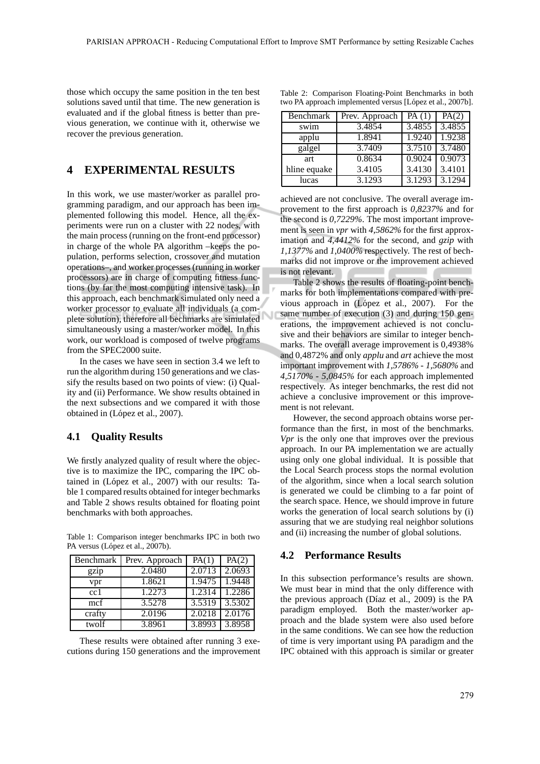those which occupy the same position in the ten best solutions saved until that time. The new generation is evaluated and if the global fitness is better than previous generation, we continue with it, otherwise we recover the previous generation.

## 4 EXPERIMENTAL RESULTS

In this work, we use master/worker as parallel programming paradigm, and our approach has been implemented following this model. Hence, all the experiments were run on a cluster with 22 nodes, with the main process (running on the front-end processor) in charge of the whole PA algorithm –keeps the population, performs selection, crossover and mutation operations–, and worker processes (running in worker processors) are in charge of computing fitness functions (by far the most computing intensive task). In this approach, each benchmark simulated only need a worker processor to evaluate all individuals (a complete solution), therefore all bechmarks are simulated simultaneously using a master/worker model. In this work, our workload is composed of twelve programs from the SPEC2000 suite.

In the cases we have seen in section 3.4 we left to run the algorithm during 150 generations and we classify the results based on two points of view: (i) Quality and (ii) Performance. We show results obtained in the next subsections and we compared it with those obtained in (López et al., 2007).

### 4.1 Quality Results

We firstly analyzed quality of result where the objective is to maximize the IPC, comparing the IPC obtained in (López et al., 2007) with our results: Table 1 compared results obtained for integer bechmarks and Table 2 shows results obtained for floating point benchmarks with both approaches.

Table 1: Comparison integer benchmarks IPC in both two PA versus (López et al., 2007b).

| Benchmark | Prev. Approach | PA(1) | PA(2) |
|---|---|---|---|
| gzip | 2.0480 | 2.0713 | 2.0693 |
| vpr | 1.8621 | 1.9475 | 1.9448 |
| cc1 | 1.2273 | 1.2314 | 1.2286 |
| mcf | 3.5278 | 3.5319 | 3.5302 |
| crafty | 2.0196 | 2.0218 | 2.0176 |
| twolf | 3.8961 | 3.8993 | 3.8958 |

These results were obtained after running 3 executions during 150 generations and the improvement achieved are not conclusive. The overall average improvement to the first approach is *0,8237%* and for the second is *0,7229%*. The most important improvement is seen in *vpr* with *4,5862%* for the first approximation and *4,4412%* for the second, and *gzip* with *1,1377%* and *1,0400%* respectively. The rest of bechmarks did not improve or the improvement achieved is not relevant.

Table 2: Comparison Floating-Point Benchmarks in both two PA approach implemented versus [López et al., 2007b].

| Benchmark | Prev. Approach | PA (1) | PA(2) |
|---|---|---|---|
| swim | 3.4854 | 3.4855 | 3.4855 |
| applu | 1.8941 | 1.9240 | 1.9238 |
| galgel | 3.7409 | 3.7510 | 3.7480 |
| art | 0.8634 | 0.9024 | 0.9073 |
| hline equake | 3.4105 | 3.4130 | 3.4101 |
| lucas | 3.1293 | 3.1293 | 3.1294 |

Table 2 shows the results of floating-point benchmarks for both implementations compared with previous approach in (López et al., 2007). For the same number of execution (3) and during 150 generations, the improvement achieved is not conclusive and their behaviors are similar to integer benchmarks. The overall average improvement is 0,4938% and 0,4872% and only *applu* and *art* achieve the most important improvement with *1,5786% - 1,5680%* and *4,5170% - 5,0845%* for each approach implemented respectively. As integer benchmarks, the rest did not achieve a conclusive improvement or this improvement is not relevant.

However, the second approach obtains worse performance than the first, in most of the benchmarks. *Vpr* is the only one that improves over the previous approach. In our PA implementation we are actually using only one global individual. It is possible that the Local Search process stops the normal evolution of the algorithm, since when a local search solution is generated we could be climbing to a far point of the search space. Hence, we should improve in future works the generation of local search solutions by (i) assuring that we are studying real neighbor solutions and (ii) increasing the number of global solutions.

### 4.2 Performance Results

In this subsection performance's results are shown. We must bear in mind that the only difference with the previous approach (Díaz et al., 2009) is the PA paradigm employed. Both the master/worker approach and the blade system were also used before in the same conditions. We can see how the reduction of time is very important using PA paradigm and the IPC obtained with this approach is similar or greater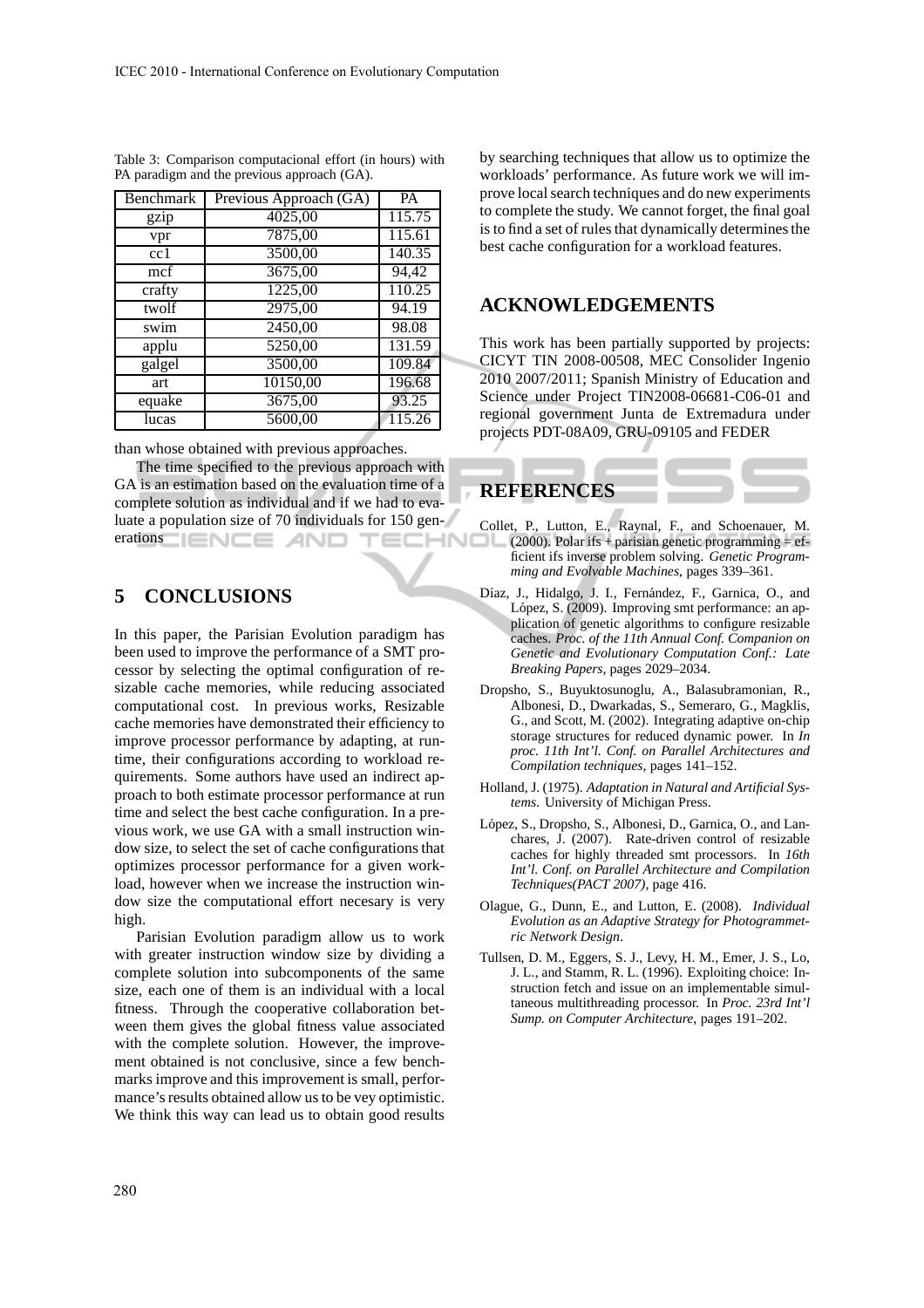Table 3: Comparison computacional effort (in hours) with PA paradigm and the previous approach (GA).

| Benchmark | Previous Approach (GA) | PA |
|---|---|---|
| gzip | 4025,00 | 115.75 |
| vpr | 7875,00 | 115.61 |
| cc1 | 3500,00 | 140.35 |
| mcf | 3675,00 | 94,42 |
| crafty | 1225,00 | 110.25 |
| twolf | 2975,00 | 94.19 |
| swim | 2450,00 | 98.08 |
| applu | 5250,00 | 131.59 |
| galgel | 3500,00 | 109.84 |
| art | 10150,00 | 196.68 |
| equake | 3675,00 | 93.25 |
| lucas | 5600,00 | 115.26 |

than whose obtained with previous approaches.

The time specified to the previous approach with GA is an estimation based on the evaluation time of a complete solution as individual and if we had to evaluate a population size of 70 individuals for 150 generations

## 5 CONCLUSIONS

In this paper, the Parisian Evolution paradigm has been used to improve the performance of a SMT processor by selecting the optimal configuration of resizable cache memories, while reducing associated computational cost. In previous works, Resizable cache memories have demonstrated their efficiency to improve processor performance by adapting, at runtime, their configurations according to workload requirements. Some authors have used an indirect approach to both estimate processor performance at run time and select the best cache configuration. In a previous work, we use GA with a small instruction window size, to select the set of cache configurations that optimizes processor performance for a given workload, however when we increase the instruction window size the computational effort necesary is very high.

Parisian Evolution paradigm allow us to work with greater instruction window size by dividing a complete solution into subcomponents of the same size, each one of them is an individual with a local fitness. Through the cooperative collaboration between them gives the global fitness value associated with the complete solution. However, the improvement obtained is not conclusive, since a few benchmarks improve and this improvement is small, performance's results obtained allow us to be vey optimistic. We think this way can lead us to obtain good results by searching techniques that allow us to optimize the workloads' performance. As future work we will improve local search techniques and do new experiments to complete the study. We cannot forget, the final goal is to find a set of rules that dynamically determines the best cache configuration for a workload features.

## ACKNOWLEDGEMENTS

This work has been partially supported by projects: CICYT TIN 2008-00508, MEC Consolider Ingenio 2010 2007/2011; Spanish Ministry of Education and Science under Project TIN2008-06681-C06-01 and regional government Junta de Extremadura under projects PDT-08A09, GRU-09105 and FEDER

## REFERENCES

Collet, P., Lutton, E., Raynal, F., and Schoenauer, M. (2000). Polar ifs + parisian genetic programming = efficient ifs inverse problem solving. *Genetic Programming and Evolvable Machines*, pages 339–361.

Díaz, J., Hidalgo, J. I., Fernández, F., Garnica, O., and López, S. (2009). Improving smt performance: an application of genetic algorithms to configure resizable caches. *Proc. of the 11th Annual Conf. Companion on Genetic and Evolutionary Computation Conf.: Late Breaking Papers*, pages 2029–2034.

Dropsho, S., Buyuktosunoglu, A., Balasubramonian, R., Albonesi, D., Dwarkadas, S., Semeraro, G., Magklis, G., and Scott, M. (2002). Integrating adaptive on-chip storage structures for reduced dynamic power. In *In proc. 11th Int'l. Conf. on Parallel Architectures and Compilation techniques*, pages 141–152.

Holland, J. (1975). *Adaptation in Natural and Artificial Systems*. University of Michigan Press.

López, S., Dropsho, S., Albonesi, D., Garnica, O., and Lanchares, J. (2007). Rate-driven control of resizable caches for highly threaded smt processors. In *16th Int'l. Conf. on Parallel Architecture and Compilation Techniques(PACT 2007)*, page 416.

Olague, G., Dunn, E., and Lutton, E. (2008). *Individual Evolution as an Adaptive Strategy for Photogrammetric Network Design*.

Tullsen, D. M., Eggers, S. J., Levy, H. M., Emer, J. S., Lo, J. L., and Stamm, R. L. (1996). Exploiting choice: Instruction fetch and issue on an implementable simultaneous multithreading processor. In *Proc. 23rd Int'l Sump. on Computer Architecture*, pages 191–202.